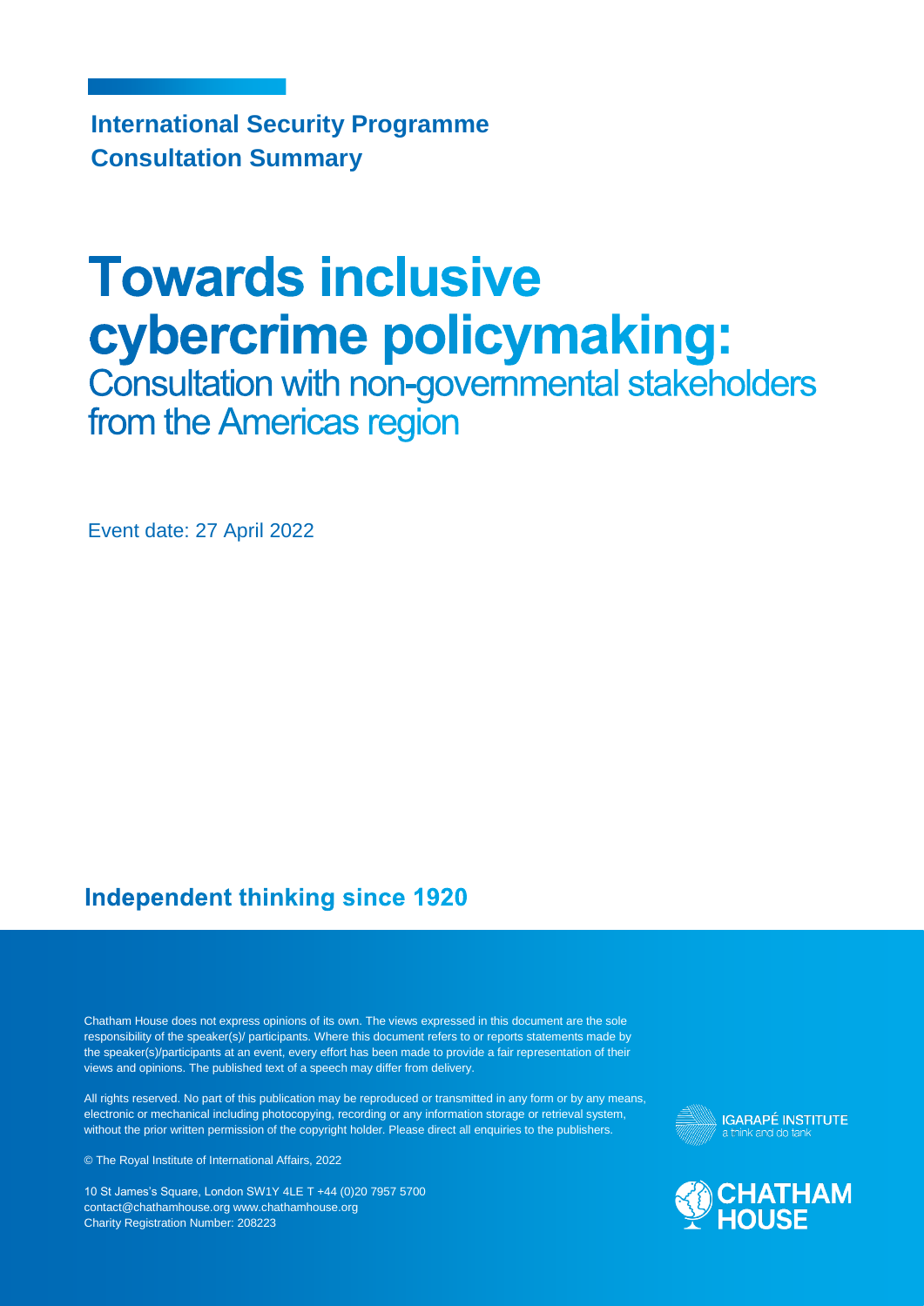**International Security Programme**
**Consultation Summary**

# Towards inclusive cybercrime policymaking:

## Consultation with non-governmental stakeholders from the Americas region

Event date: 27 April 2022

**Independent thinking since 1920**

Chatham House does not express opinions of its own. The views expressed in this document are the sole responsibility of the speaker(s)/ participants. Where this document refers to or reports statements made by the speaker(s)/participants at an event, every effort has been made to provide a fair representation of their views and opinions. The published text of a speech may differ from delivery.

All rights reserved. No part of this publication may be reproduced or transmitted in any form or by any means, electronic or mechanical including photocopying, recording or any information storage or retrieval system, without the prior written permission of the copyright holder. Please direct all enquiries to the publishers.

© The Royal Institute of International Affairs, 2022

10 St James's Square, London SW1Y 4LE T +44 (0)20 7957 5700
contact@chathamhouse.org www.chathamhouse.org
Charity Registration Number: 208223

IGARAPÉ INSTITUTE
a think and do tank

CHATHAM HOUSE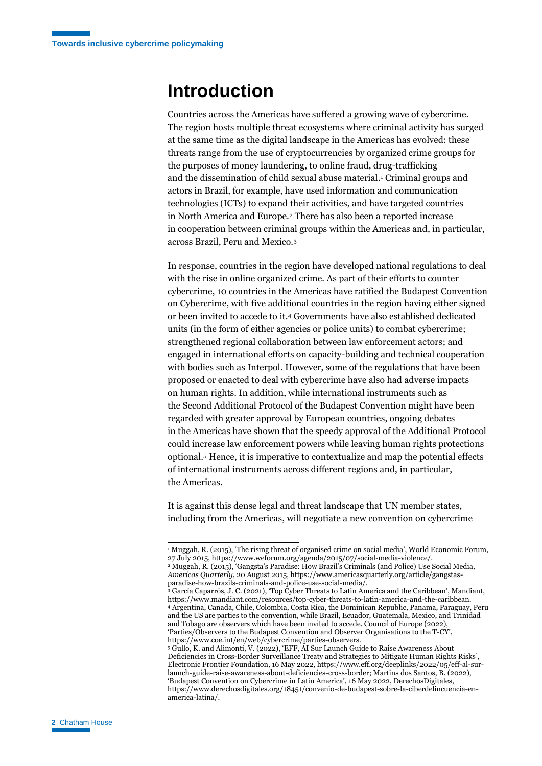# Introduction

Countries across the Americas have suffered a growing wave of cybercrime. The region hosts multiple threat ecosystems where criminal activity has surged at the same time as the digital landscape in the Americas has evolved: these threats range from the use of cryptocurrencies by organized crime groups for the purposes of money laundering, to online fraud, drug-trafficking and the dissemination of child sexual abuse material.[1] Criminal groups and actors in Brazil, for example, have used information and communication technologies (ICTs) to expand their activities, and have targeted countries in North America and Europe.[2] There has also been a reported increase in cooperation between criminal groups within the Americas and, in particular, across Brazil, Peru and Mexico.[3]

In response, countries in the region have developed national regulations to deal with the rise in online organized crime. As part of their efforts to counter cybercrime, 10 countries in the Americas have ratified the Budapest Convention on Cybercrime, with five additional countries in the region having either signed or been invited to accede to it.[4] Governments have also established dedicated units (in the form of either agencies or police units) to combat cybercrime; strengthened regional collaboration between law enforcement actors; and engaged in international efforts on capacity-building and technical cooperation with bodies such as Interpol. However, some of the regulations that have been proposed or enacted to deal with cybercrime have also had adverse impacts on human rights. In addition, while international instruments such as the Second Additional Protocol of the Budapest Convention might have been regarded with greater approval by European countries, ongoing debates in the Americas have shown that the speedy approval of the Additional Protocol could increase law enforcement powers while leaving human rights protections optional.[5] Hence, it is imperative to contextualize and map the potential effects of international instruments across different regions and, in particular, the Americas.

It is against this dense legal and threat landscape that UN member states, including from the Americas, will negotiate a new convention on cybercrime

---

[1] Muggah, R. (2015), 'The rising threat of organised crime on social media', World Economic Forum, 27 July 2015, https://www.weforum.org/agenda/2015/07/social-media-violence/.

[2] Muggah, R. (2015), 'Gangsta's Paradise: How Brazil's Criminals (and Police) Use Social Media, *Americas Quarterly*, 20 August 2015, https://www.americasquarterly.org/article/gangstas-paradise-how-brazils-criminals-and-police-use-social-media/.

[3] García Caparrós, J. C. (2021), 'Top Cyber Threats to Latin America and the Caribbean', Mandiant, https://www.mandiant.com/resources/top-cyber-threats-to-latin-america-and-the-caribbean.

[4] Argentina, Canada, Chile, Colombia, Costa Rica, the Dominican Republic, Panama, Paraguay, Peru and the US are parties to the convention, while Brazil, Ecuador, Guatemala, Mexico, and Trinidad and Tobago are observers which have been invited to accede. Council of Europe (2022), 'Parties/Observers to the Budapest Convention and Observer Organisations to the T-CY', https://www.coe.int/en/web/cybercrime/parties-observers.

[5] Gullo, K. and Alimonti, V. (2022), 'EFF, AI Sur Launch Guide to Raise Awareness About Deficiencies in Cross-Border Surveillance Treaty and Strategies to Mitigate Human Rights Risks', Electronic Frontier Foundation, 16 May 2022, https://www.eff.org/deeplinks/2022/05/eff-al-sur-launch-guide-raise-awareness-about-deficiencies-cross-border; Martins dos Santos, B. (2022), 'Budapest Convention on Cybercrime in Latin America', 16 May 2022, DerechosDigitales, https://www.derechosdigitales.org/18451/convenio-de-budapest-sobre-la-ciberdelincuencia-en-america-latina/.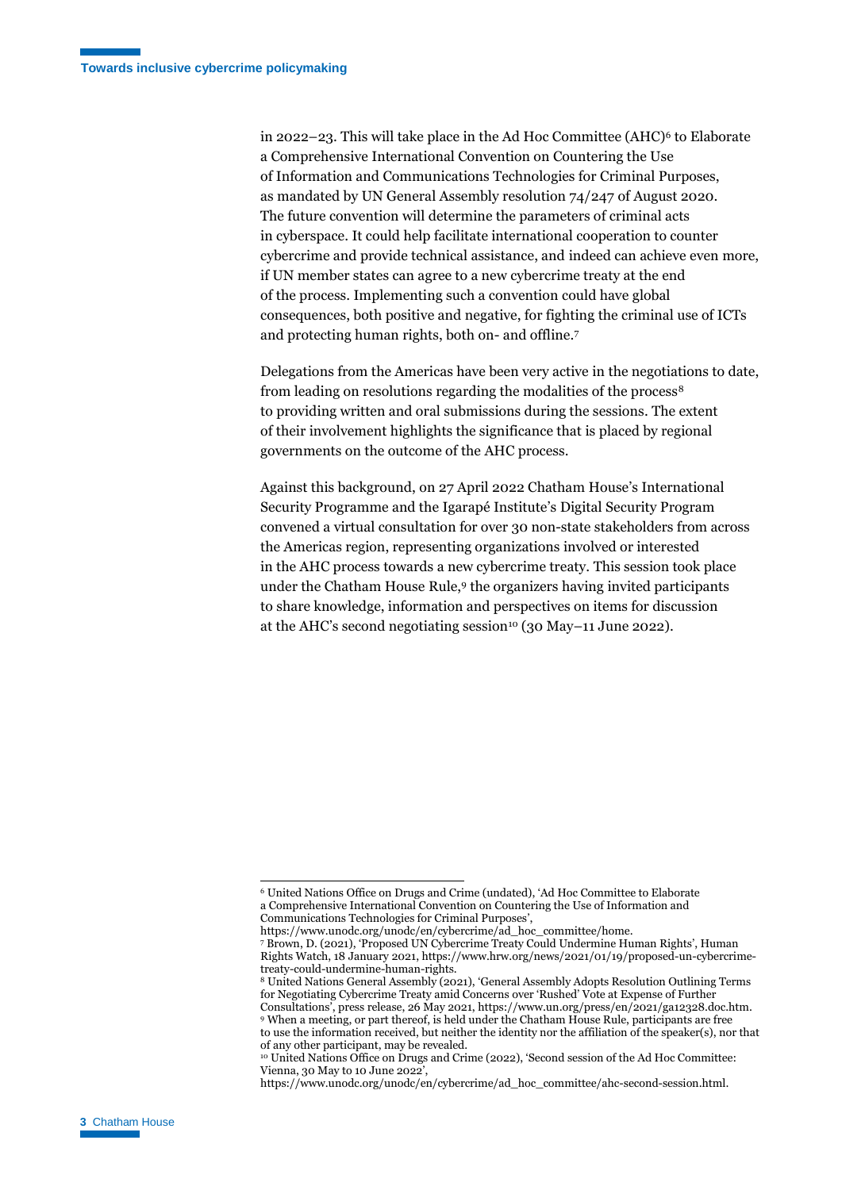in 2022–23. This will take place in the Ad Hoc Committee (AHC)[6] to Elaborate a Comprehensive International Convention on Countering the Use of Information and Communications Technologies for Criminal Purposes, as mandated by UN General Assembly resolution 74/247 of August 2020. The future convention will determine the parameters of criminal acts in cyberspace. It could help facilitate international cooperation to counter cybercrime and provide technical assistance, and indeed can achieve even more, if UN member states can agree to a new cybercrime treaty at the end of the process. Implementing such a convention could have global consequences, both positive and negative, for fighting the criminal use of ICTs and protecting human rights, both on- and offline.[7]

Delegations from the Americas have been very active in the negotiations to date, from leading on resolutions regarding the modalities of the process[8] to providing written and oral submissions during the sessions. The extent of their involvement highlights the significance that is placed by regional governments on the outcome of the AHC process.

Against this background, on 27 April 2022 Chatham House's International Security Programme and the Igarapé Institute's Digital Security Program convened a virtual consultation for over 30 non-state stakeholders from across the Americas region, representing organizations involved or interested in the AHC process towards a new cybercrime treaty. This session took place under the Chatham House Rule,[9] the organizers having invited participants to share knowledge, information and perspectives on items for discussion at the AHC's second negotiating session[10] (30 May–11 June 2022).

---

[6] United Nations Office on Drugs and Crime (undated), 'Ad Hoc Committee to Elaborate a Comprehensive International Convention on Countering the Use of Information and Communications Technologies for Criminal Purposes', https://www.unodc.org/unodc/en/cybercrime/ad_hoc_committee/home.

[7] Brown, D. (2021), 'Proposed UN Cybercrime Treaty Could Undermine Human Rights', Human Rights Watch, 18 January 2021, https://www.hrw.org/news/2021/01/19/proposed-un-cybercrime-treaty-could-undermine-human-rights.

[8] United Nations General Assembly (2021), 'General Assembly Adopts Resolution Outlining Terms for Negotiating Cybercrime Treaty amid Concerns over 'Rushed' Vote at Expense of Further Consultations', press release, 26 May 2021, https://www.un.org/press/en/2021/ga12328.doc.htm.

[9] When a meeting, or part thereof, is held under the Chatham House Rule, participants are free to use the information received, but neither the identity nor the affiliation of the speaker(s), nor that of any other participant, may be revealed.

[10] United Nations Office on Drugs and Crime (2022), 'Second session of the Ad Hoc Committee: Vienna, 30 May to 10 June 2022', https://www.unodc.org/unodc/en/cybercrime/ad_hoc_committee/ahc-second-session.html.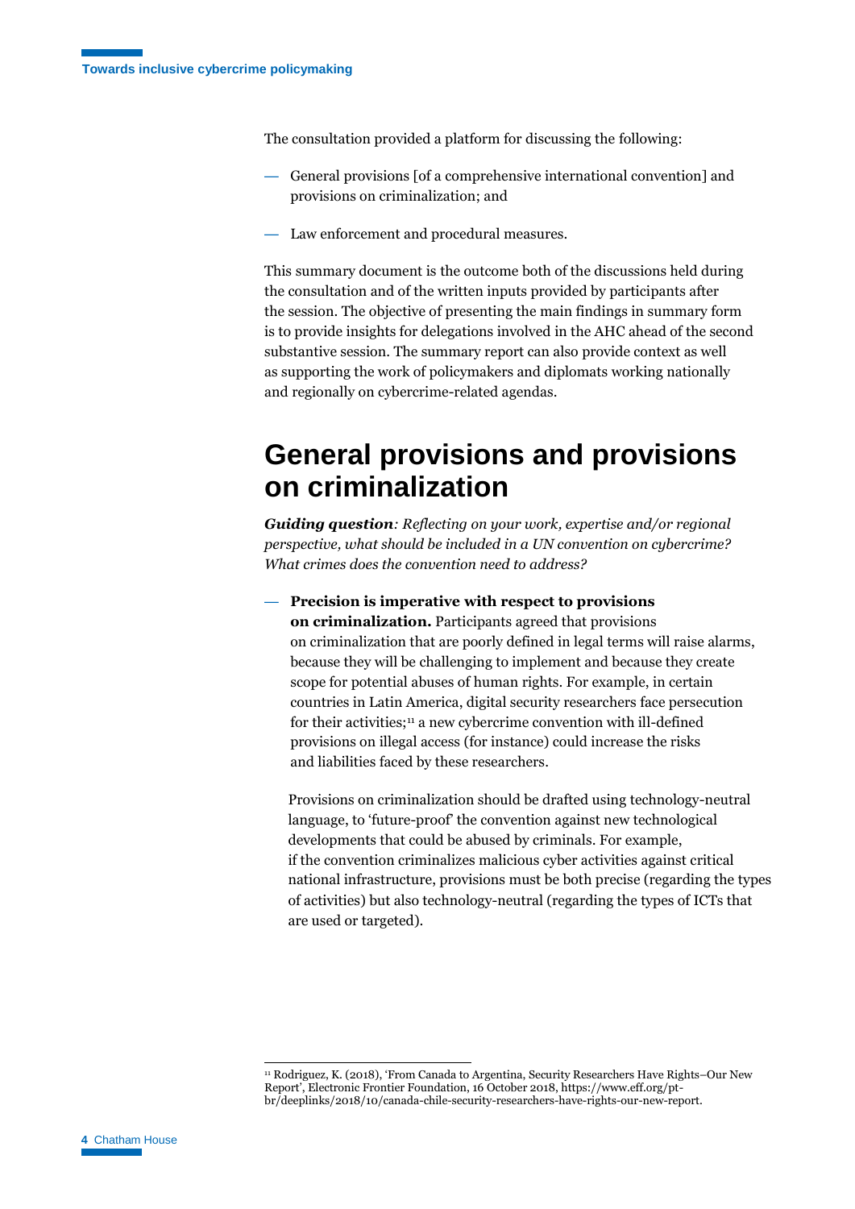The consultation provided a platform for discussing the following:

— General provisions [of a comprehensive international convention] and provisions on criminalization; and

— Law enforcement and procedural measures.

This summary document is the outcome both of the discussions held during the consultation and of the written inputs provided by participants after the session. The objective of presenting the main findings in summary form is to provide insights for delegations involved in the AHC ahead of the second substantive session. The summary report can also provide context as well as supporting the work of policymakers and diplomats working nationally and regionally on cybercrime-related agendas.

# General provisions and provisions on criminalization

***Guiding question****: Reflecting on your work, expertise and/or regional perspective, what should be included in a UN convention on cybercrime? What crimes does the convention need to address?*

— **Precision is imperative with respect to provisions on criminalization.** Participants agreed that provisions on criminalization that are poorly defined in legal terms will raise alarms, because they will be challenging to implement and because they create scope for potential abuses of human rights. For example, in certain countries in Latin America, digital security researchers face persecution for their activities;[11] a new cybercrime convention with ill-defined provisions on illegal access (for instance) could increase the risks and liabilities faced by these researchers.

Provisions on criminalization should be drafted using technology-neutral language, to 'future-proof' the convention against new technological developments that could be abused by criminals. For example, if the convention criminalizes malicious cyber activities against critical national infrastructure, provisions must be both precise (regarding the types of activities) but also technology-neutral (regarding the types of ICTs that are used or targeted).

[11] Rodriguez, K. (2018), 'From Canada to Argentina, Security Researchers Have Rights–Our New Report', Electronic Frontier Foundation, 16 October 2018, https://www.eff.org/pt-br/deeplinks/2018/10/canada-chile-security-researchers-have-rights-our-new-report.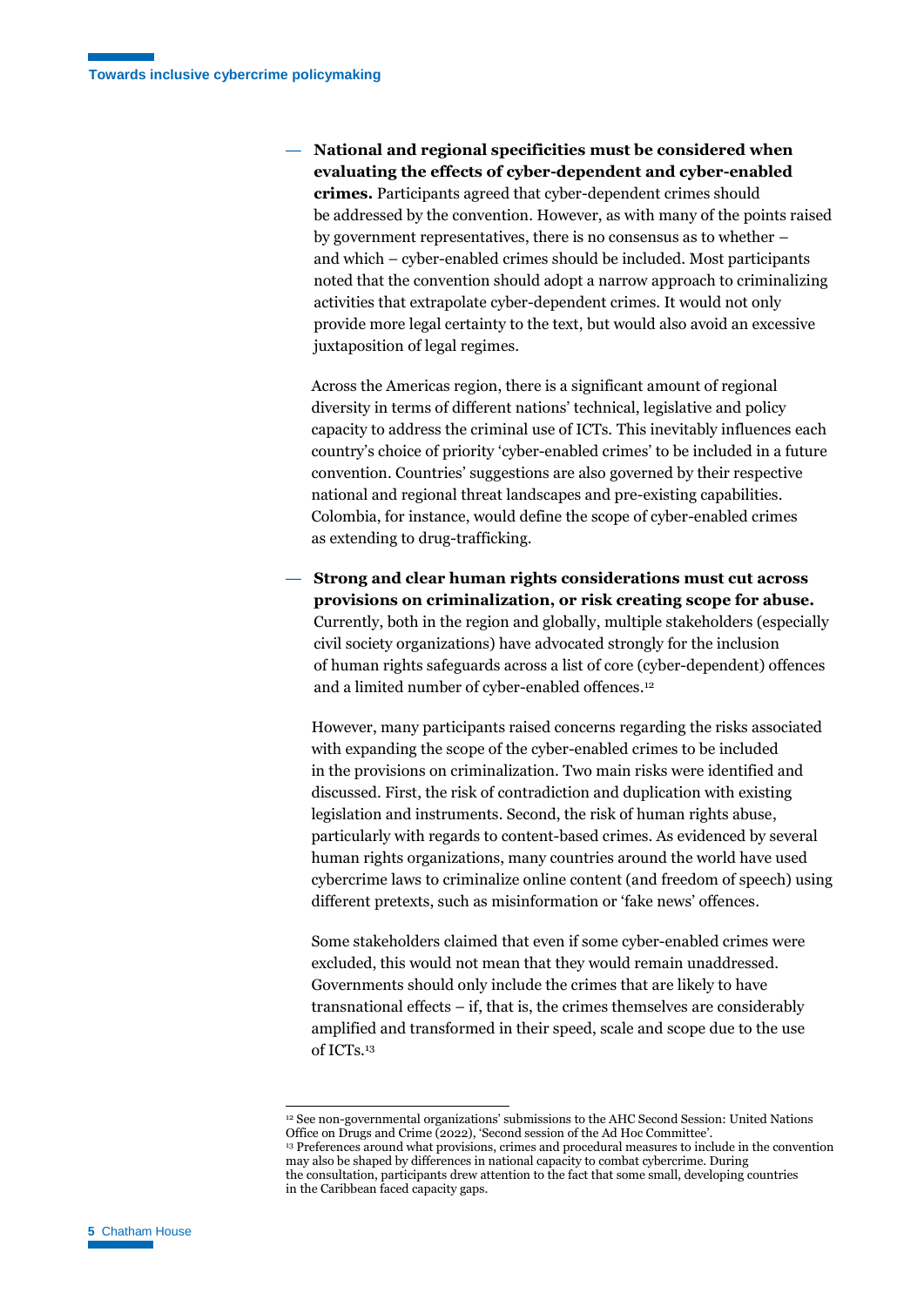- **National and regional specificities must be considered when evaluating the effects of cyber-dependent and cyber-enabled crimes.** Participants agreed that cyber-dependent crimes should be addressed by the convention. However, as with many of the points raised by government representatives, there is no consensus as to whether – and which – cyber-enabled crimes should be included. Most participants noted that the convention should adopt a narrow approach to criminalizing activities that extrapolate cyber-dependent crimes. It would not only provide more legal certainty to the text, but would also avoid an excessive juxtaposition of legal regimes.

  Across the Americas region, there is a significant amount of regional diversity in terms of different nations' technical, legislative and policy capacity to address the criminal use of ICTs. This inevitably influences each country's choice of priority 'cyber-enabled crimes' to be included in a future convention. Countries' suggestions are also governed by their respective national and regional threat landscapes and pre-existing capabilities. Colombia, for instance, would define the scope of cyber-enabled crimes as extending to drug-trafficking.

- **Strong and clear human rights considerations must cut across provisions on criminalization, or risk creating scope for abuse.** Currently, both in the region and globally, multiple stakeholders (especially civil society organizations) have advocated strongly for the inclusion of human rights safeguards across a list of core (cyber-dependent) offences and a limited number of cyber-enabled offences.[12]

  However, many participants raised concerns regarding the risks associated with expanding the scope of the cyber-enabled crimes to be included in the provisions on criminalization. Two main risks were identified and discussed. First, the risk of contradiction and duplication with existing legislation and instruments. Second, the risk of human rights abuse, particularly with regards to content-based crimes. As evidenced by several human rights organizations, many countries around the world have used cybercrime laws to criminalize online content (and freedom of speech) using different pretexts, such as misinformation or 'fake news' offences.

  Some stakeholders claimed that even if some cyber-enabled crimes were excluded, this would not mean that they would remain unaddressed. Governments should only include the crimes that are likely to have transnational effects – if, that is, the crimes themselves are considerably amplified and transformed in their speed, scale and scope due to the use of ICTs.[13]

---

[12] See non-governmental organizations' submissions to the AHC Second Session: United Nations Office on Drugs and Crime (2022), 'Second session of the Ad Hoc Committee'.

[13] Preferences around what provisions, crimes and procedural measures to include in the convention may also be shaped by differences in national capacity to combat cybercrime. During the consultation, participants drew attention to the fact that some small, developing countries in the Caribbean faced capacity gaps.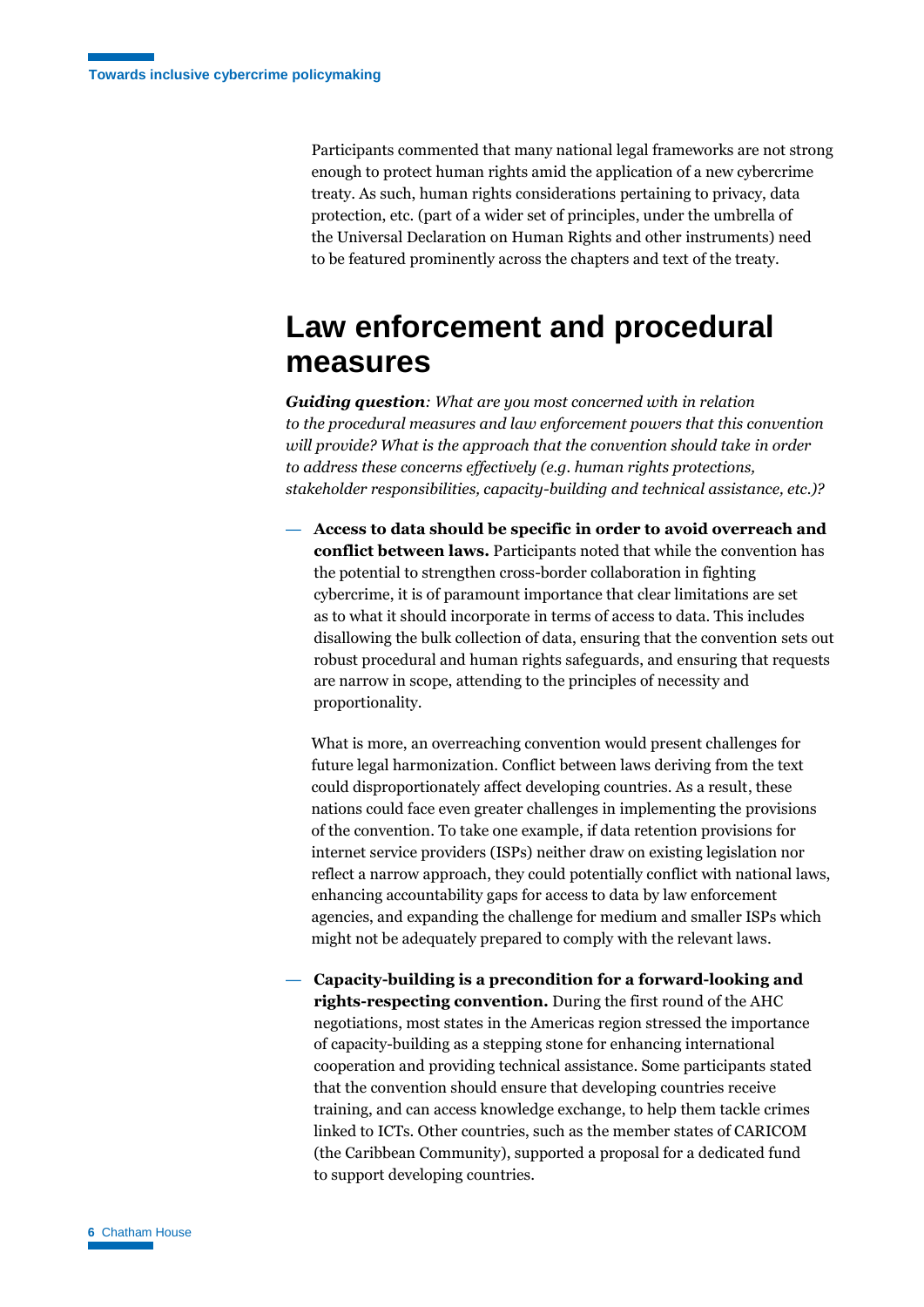Participants commented that many national legal frameworks are not strong enough to protect human rights amid the application of a new cybercrime treaty. As such, human rights considerations pertaining to privacy, data protection, etc. (part of a wider set of principles, under the umbrella of the Universal Declaration on Human Rights and other instruments) need to be featured prominently across the chapters and text of the treaty.

## Law enforcement and procedural measures

***Guiding question****: What are you most concerned with in relation to the procedural measures and law enforcement powers that this convention will provide? What is the approach that the convention should take in order to address these concerns effectively (e.g. human rights protections, stakeholder responsibilities, capacity-building and technical assistance, etc.)?*

— **Access to data should be specific in order to avoid overreach and conflict between laws.** Participants noted that while the convention has the potential to strengthen cross-border collaboration in fighting cybercrime, it is of paramount importance that clear limitations are set as to what it should incorporate in terms of access to data. This includes disallowing the bulk collection of data, ensuring that the convention sets out robust procedural and human rights safeguards, and ensuring that requests are narrow in scope, attending to the principles of necessity and proportionality.

What is more, an overreaching convention would present challenges for future legal harmonization. Conflict between laws deriving from the text could disproportionately affect developing countries. As a result, these nations could face even greater challenges in implementing the provisions of the convention. To take one example, if data retention provisions for internet service providers (ISPs) neither draw on existing legislation nor reflect a narrow approach, they could potentially conflict with national laws, enhancing accountability gaps for access to data by law enforcement agencies, and expanding the challenge for medium and smaller ISPs which might not be adequately prepared to comply with the relevant laws.

— **Capacity-building is a precondition for a forward-looking and rights-respecting convention.** During the first round of the AHC negotiations, most states in the Americas region stressed the importance of capacity-building as a stepping stone for enhancing international cooperation and providing technical assistance. Some participants stated that the convention should ensure that developing countries receive training, and can access knowledge exchange, to help them tackle crimes linked to ICTs. Other countries, such as the member states of CARICOM (the Caribbean Community), supported a proposal for a dedicated fund to support developing countries.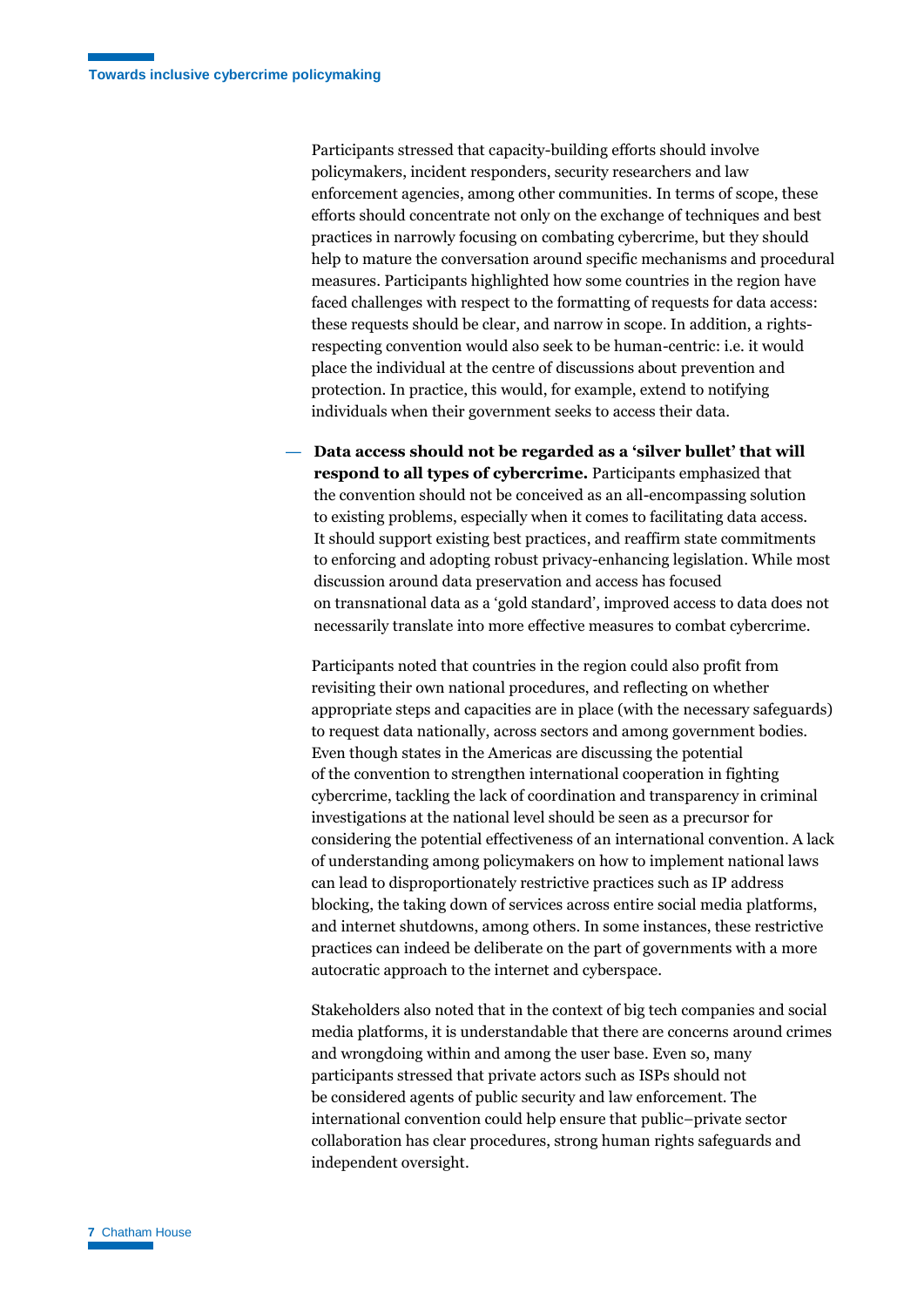Participants stressed that capacity-building efforts should involve policymakers, incident responders, security researchers and law enforcement agencies, among other communities. In terms of scope, these efforts should concentrate not only on the exchange of techniques and best practices in narrowly focusing on combating cybercrime, but they should help to mature the conversation around specific mechanisms and procedural measures. Participants highlighted how some countries in the region have faced challenges with respect to the formatting of requests for data access: these requests should be clear, and narrow in scope. In addition, a rights-respecting convention would also seek to be human-centric: i.e. it would place the individual at the centre of discussions about prevention and protection. In practice, this would, for example, extend to notifying individuals when their government seeks to access their data.

— **Data access should not be regarded as a 'silver bullet' that will respond to all types of cybercrime.** Participants emphasized that the convention should not be conceived as an all-encompassing solution to existing problems, especially when it comes to facilitating data access. It should support existing best practices, and reaffirm state commitments to enforcing and adopting robust privacy-enhancing legislation. While most discussion around data preservation and access has focused on transnational data as a 'gold standard', improved access to data does not necessarily translate into more effective measures to combat cybercrime.

Participants noted that countries in the region could also profit from revisiting their own national procedures, and reflecting on whether appropriate steps and capacities are in place (with the necessary safeguards) to request data nationally, across sectors and among government bodies. Even though states in the Americas are discussing the potential of the convention to strengthen international cooperation in fighting cybercrime, tackling the lack of coordination and transparency in criminal investigations at the national level should be seen as a precursor for considering the potential effectiveness of an international convention. A lack of understanding among policymakers on how to implement national laws can lead to disproportionately restrictive practices such as IP address blocking, the taking down of services across entire social media platforms, and internet shutdowns, among others. In some instances, these restrictive practices can indeed be deliberate on the part of governments with a more autocratic approach to the internet and cyberspace.

Stakeholders also noted that in the context of big tech companies and social media platforms, it is understandable that there are concerns around crimes and wrongdoing within and among the user base. Even so, many participants stressed that private actors such as ISPs should not be considered agents of public security and law enforcement. The international convention could help ensure that public–private sector collaboration has clear procedures, strong human rights safeguards and independent oversight.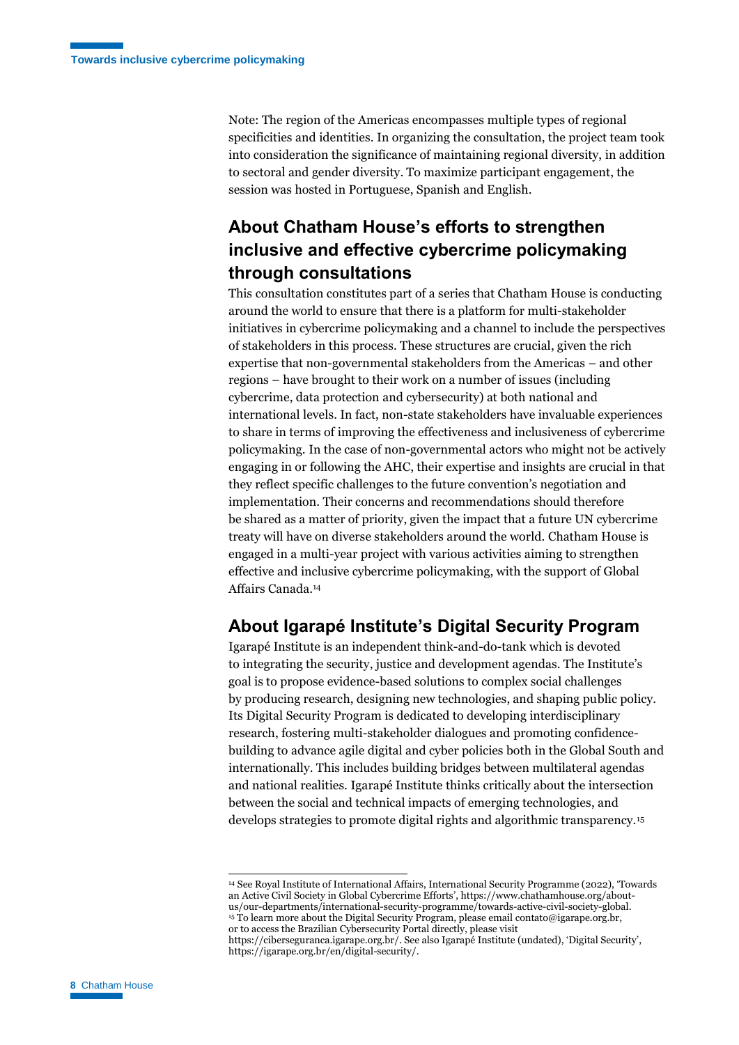Note: The region of the Americas encompasses multiple types of regional specificities and identities. In organizing the consultation, the project team took into consideration the significance of maintaining regional diversity, in addition to sectoral and gender diversity. To maximize participant engagement, the session was hosted in Portuguese, Spanish and English.

## About Chatham House's efforts to strengthen inclusive and effective cybercrime policymaking through consultations

This consultation constitutes part of a series that Chatham House is conducting around the world to ensure that there is a platform for multi-stakeholder initiatives in cybercrime policymaking and a channel to include the perspectives of stakeholders in this process. These structures are crucial, given the rich expertise that non-governmental stakeholders from the Americas – and other regions – have brought to their work on a number of issues (including cybercrime, data protection and cybersecurity) at both national and international levels. In fact, non-state stakeholders have invaluable experiences to share in terms of improving the effectiveness and inclusiveness of cybercrime policymaking. In the case of non-governmental actors who might not be actively engaging in or following the AHC, their expertise and insights are crucial in that they reflect specific challenges to the future convention's negotiation and implementation. Their concerns and recommendations should therefore be shared as a matter of priority, given the impact that a future UN cybercrime treaty will have on diverse stakeholders around the world. Chatham House is engaged in a multi-year project with various activities aiming to strengthen effective and inclusive cybercrime policymaking, with the support of Global Affairs Canada.[14]

## About Igarapé Institute's Digital Security Program

Igarapé Institute is an independent think-and-do-tank which is devoted to integrating the security, justice and development agendas. The Institute's goal is to propose evidence-based solutions to complex social challenges by producing research, designing new technologies, and shaping public policy. Its Digital Security Program is dedicated to developing interdisciplinary research, fostering multi-stakeholder dialogues and promoting confidence-building to advance agile digital and cyber policies both in the Global South and internationally. This includes building bridges between multilateral agendas and national realities. Igarapé Institute thinks critically about the intersection between the social and technical impacts of emerging technologies, and develops strategies to promote digital rights and algorithmic transparency.[15]

---

[14] See Royal Institute of International Affairs, International Security Programme (2022), 'Towards an Active Civil Society in Global Cybercrime Efforts', https://www.chathamhouse.org/about-us/our-departments/international-security-programme/towards-active-civil-society-global.

[15] To learn more about the Digital Security Program, please email contato@igarape.org.br, or to access the Brazilian Cybersecurity Portal directly, please visit https://ciberseguranca.igarape.org.br/. See also Igarapé Institute (undated), 'Digital Security', https://igarape.org.br/en/digital-security/.